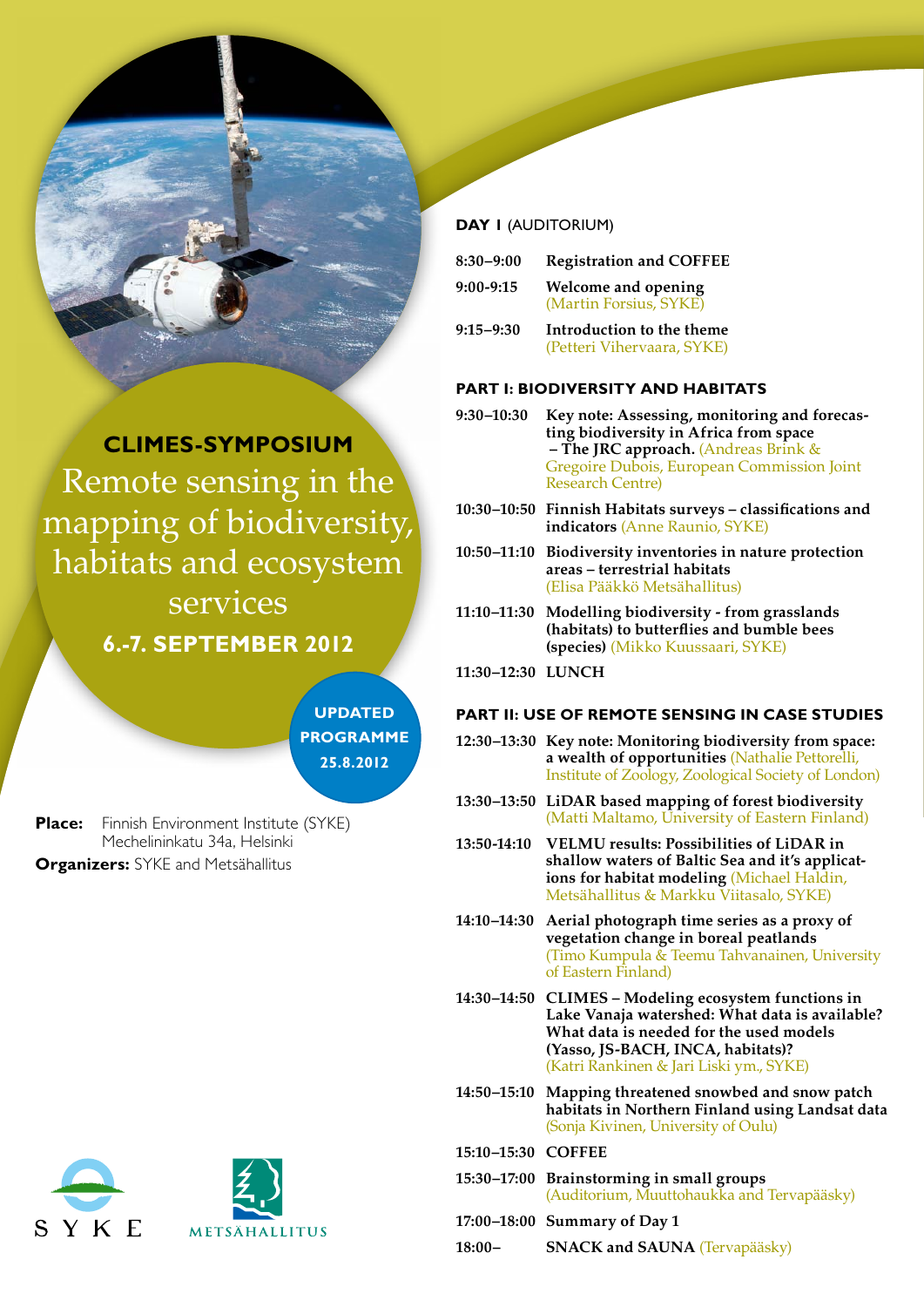**CLIMES-SYMPOSIUM**

# Remote sensing in the mapping of biodiversity, habitats and ecosystem services

**6.-7. SEPTEMBER 2012**

**UPDATED PROGRAMME 25.8.2012**

**Place:** Finnish Environment Institute (SYKE) Mechelininkatu 34a, Helsinki

**Organizers:** SYKE and Metsähallitus

SYKE

METSÄHALLITUS

## DAY I (AUDITORIUM)

| | |
|---|---|
| 8:30–9:00 | **Registration and COFFEE** |
| 9:00-9:15 | **Welcome and opening** (Martin Forsius, SYKE) |
| 9:15–9:30 | **Introduction to the theme** (Petteri Vihervaara, SYKE) |

### PART I: BIODIVERSITY AND HABITATS

| | |
|---|---|
| 9:30–10:30 | **Key note: Assessing, monitoring and forecasting biodiversity in Africa from space – The JRC approach.** (Andreas Brink & Gregoire Dubois, European Commission Joint Research Centre) |
| 10:30–10:50 | **Finnish Habitats surveys – classifications and indicators** (Anne Raunio, SYKE) |
| 10:50–11:10 | **Biodiversity inventories in nature protection areas – terrestrial habitats** (Elisa Pääkkö Metsähallitus) |
| 11:10–11:30 | **Modelling biodiversity - from grasslands (habitats) to butterflies and bumble bees (species)** (Mikko Kuussaari, SYKE) |
| 11:30–12:30 | **LUNCH** |

### PART II: USE OF REMOTE SENSING IN CASE STUDIES

| | |
|---|---|
| 12:30–13:30 | **Key note: Monitoring biodiversity from space: a wealth of opportunities** (Nathalie Pettorelli, Institute of Zoology, Zoological Society of London) |
| 13:30–13:50 | **LiDAR based mapping of forest biodiversity** (Matti Maltamo, University of Eastern Finland) |
| 13:50-14:10 | **VELMU results: Possibilities of LiDAR in shallow waters of Baltic Sea and it's applications for habitat modeling** (Michael Haldin, Metsähallitus & Markku Viitasalo, SYKE) |
| 14:10–14:30 | **Aerial photograph time series as a proxy of vegetation change in boreal peatlands** (Timo Kumpula & Teemu Tahvanainen, University of Eastern Finland) |
| 14:30–14:50 | **CLIMES – Modeling ecosystem functions in Lake Vanaja watershed: What data is available? What data is needed for the used models (Yasso, JS-BACH, INCA, habitats)?** (Katri Rankinen & Jari Liski ym., SYKE) |
| 14:50–15:10 | **Mapping threatened snowbed and snow patch habitats in Northern Finland using Landsat data** (Sonja Kivinen, University of Oulu) |
| 15:10–15:30 | **COFFEE** |
| 15:30–17:00 | **Brainstorming in small groups** (Auditorium, Muuttohaukka and Tervapääsky) |
| 17:00–18:00 | **Summary of Day 1** |
| 18:00– | **SNACK and SAUNA** (Tervapääsky) |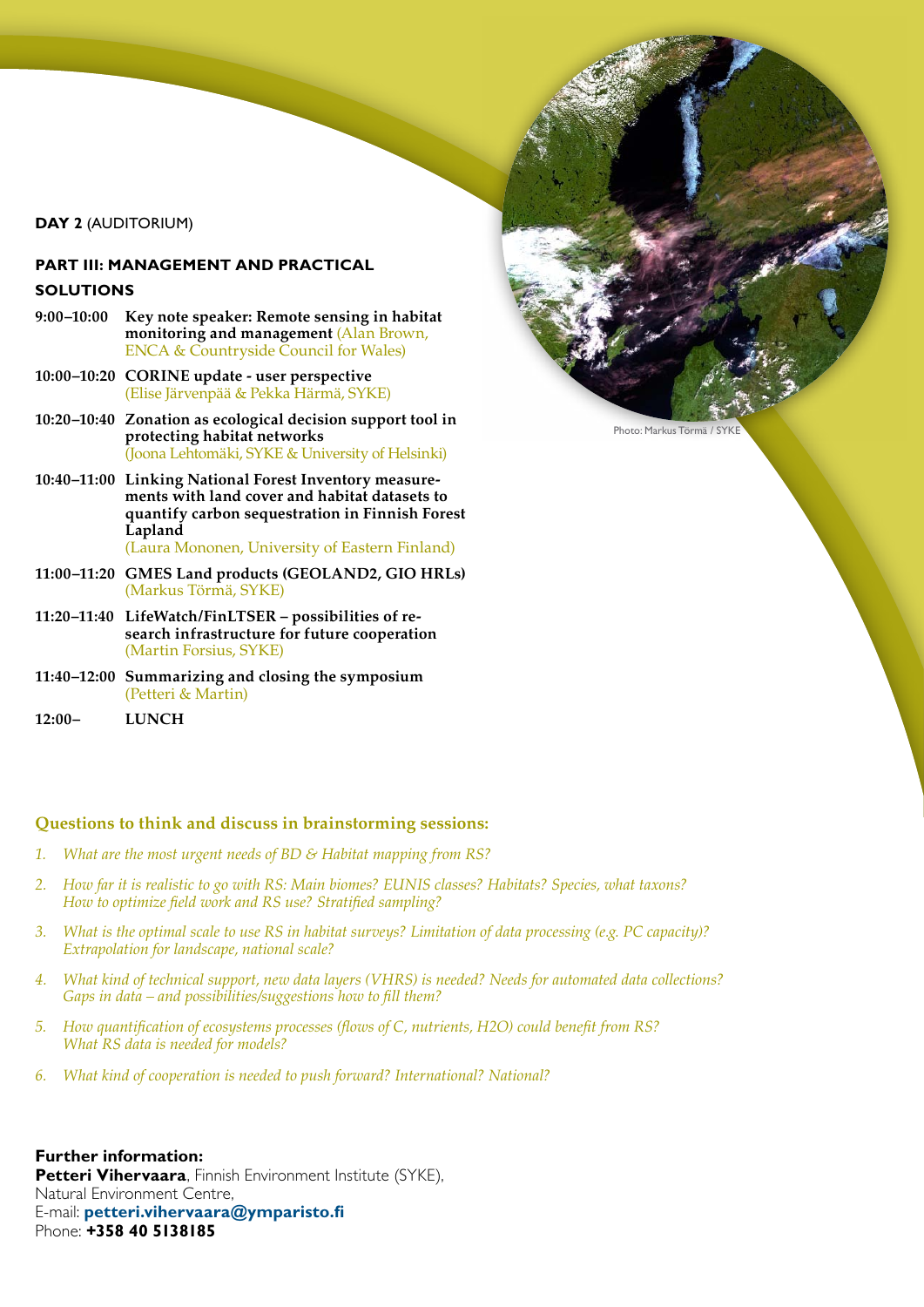**DAY 2** (AUDITORIUM)

## PART III: MANAGEMENT AND PRACTICAL SOLUTIONS

**9:00–10:00** **Key note speaker: Remote sensing in habitat monitoring and management** (Alan Brown, ENCA & Countryside Council for Wales)

**10:00–10:20** **CORINE update - user perspective** (Elise Järvenpää & Pekka Härmä, SYKE)

**10:20–10:40** **Zonation as ecological decision support tool in protecting habitat networks** (Joona Lehtomäki, SYKE & University of Helsinki)

**10:40–11:00** **Linking National Forest Inventory measurements with land cover and habitat datasets to quantify carbon sequestration in Finnish Forest Lapland** (Laura Mononen, University of Eastern Finland)

**11:00–11:20** **GMES Land products (GEOLAND2, GIO HRLs)** (Markus Törmä, SYKE)

**11:20–11:40** **LifeWatch/FinLTSER – possibilities of research infrastructure for future cooperation** (Martin Forsius, SYKE)

**11:40–12:00** **Summarizing and closing the symposium** (Petteri & Martin)

**12:00–** **LUNCH**

Photo: Markus Törmä / SYKE

### Questions to think and discuss in brainstorming sessions:

1. *What are the most urgent needs of BD & Habitat mapping from RS?*
2. *How far it is realistic to go with RS: Main biomes? EUNIS classes? Habitats? Species, what taxons? How to optimize field work and RS use? Stratified sampling?*
3. *What is the optimal scale to use RS in habitat surveys? Limitation of data processing (e.g. PC capacity)? Extrapolation for landscape, national scale?*
4. *What kind of technical support, new data layers (VHRS) is needed? Needs for automated data collections? Gaps in data – and possibilities/suggestions how to fill them?*
5. *How quantification of ecosystems processes (flows of C, nutrients, H2O) could benefit from RS? What RS data is needed for models?*
6. *What kind of cooperation is needed to push forward? International? National?*

**Further information:**
**Petteri Vihervaara**, Finnish Environment Institute (SYKE), Natural Environment Centre,
E-mail: **petteri.vihervaara@ymparisto.fi**
Phone: **+358 40 5138185**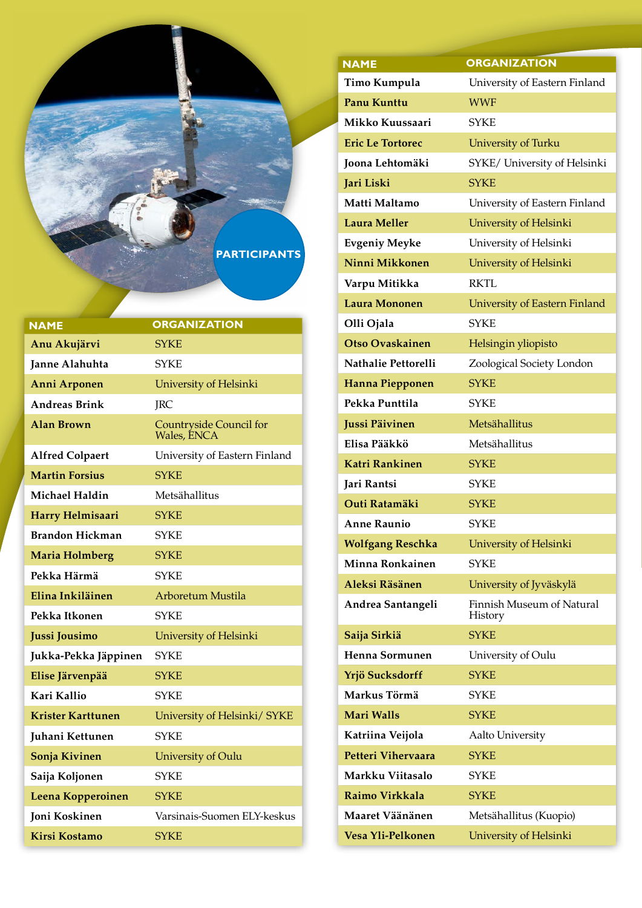# PARTICIPANTS

| NAME | ORGANIZATION |
|---|---|
| Anu Akujärvi | SYKE |
| Janne Alahuhta | SYKE |
| Anni Arponen | University of Helsinki |
| Andreas Brink | JRC |
| Alan Brown | Countryside Council for Wales, ENCA |
| Alfred Colpaert | University of Eastern Finland |
| Martin Forsius | SYKE |
| Michael Haldin | Metsähallitus |
| Harry Helmisaari | SYKE |
| Brandon Hickman | SYKE |
| Maria Holmberg | SYKE |
| Pekka Härmä | SYKE |
| Elina Inkiläinen | Arboretum Mustila |
| Pekka Itkonen | SYKE |
| Jussi Jousimo | University of Helsinki |
| Jukka-Pekka Jäppinen | SYKE |
| Elise Järvenpää | SYKE |
| Kari Kallio | SYKE |
| Krister Karttunen | University of Helsinki/ SYKE |
| Juhani Kettunen | SYKE |
| Sonja Kivinen | University of Oulu |
| Saija Koljonen | SYKE |
| Leena Kopperoinen | SYKE |
| Joni Koskinen | Varsinais-Suomen ELY-keskus |
| Kirsi Kostamo | SYKE |
| Timo Kumpula | University of Eastern Finland |
| Panu Kunttu | WWF |
| Mikko Kuussaari | SYKE |
| Eric Le Tortorec | University of Turku |
| Joona Lehtomäki | SYKE/ University of Helsinki |
| Jari Liski | SYKE |
| Matti Maltamo | University of Eastern Finland |
| Laura Meller | University of Helsinki |
| Evgeniy Meyke | University of Helsinki |
| Ninni Mikkonen | University of Helsinki |
| Varpu Mitikka | RKTL |
| Laura Mononen | University of Eastern Finland |
| Olli Ojala | SYKE |
| Otso Ovaskainen | Helsingin yliopisto |
| Nathalie Pettorelli | Zoological Society London |
| Hanna Piepponen | SYKE |
| Pekka Punttila | SYKE |
| Jussi Päivinen | Metsähallitus |
| Elisa Pääkkö | Metsähallitus |
| Katri Rankinen | SYKE |
| Jari Rantsi | SYKE |
| Outi Ratamäki | SYKE |
| Anne Raunio | SYKE |
| Wolfgang Reschka | University of Helsinki |
| Minna Ronkainen | SYKE |
| Aleksi Räsänen | University of Jyväskylä |
| Andrea Santangeli | Finnish Museum of Natural History |
| Saija Sirkiä | SYKE |
| Henna Sormunen | University of Oulu |
| Yrjö Sucksdorff | SYKE |
| Markus Törmä | SYKE |
| Mari Walls | SYKE |
| Katriina Veijola | Aalto University |
| Petteri Vihervaara | SYKE |
| Markku Viitasalo | SYKE |
| Raimo Virkkala | SYKE |
| Maaret Väänänen | Metsähallitus (Kuopio) |
| Vesa Yli-Pelkonen | University of Helsinki |